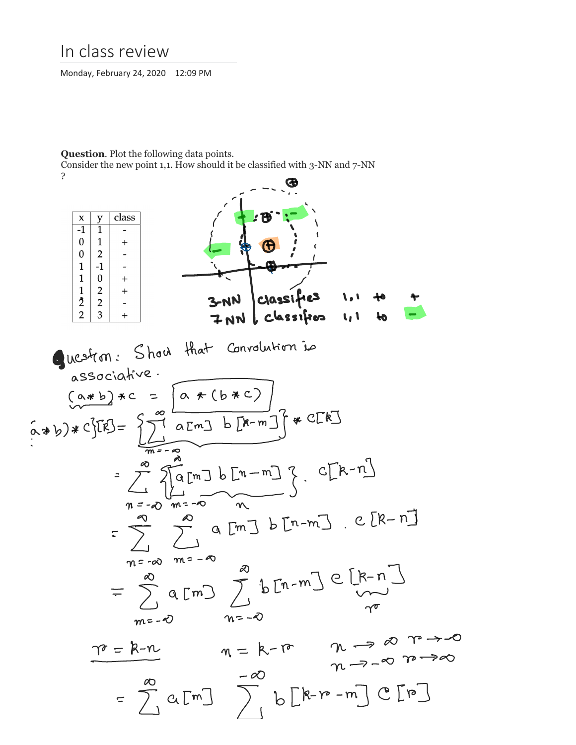# In class review

Monday, February 24, 2020 12:09 PM

**Question**. Plot the following data points.
Consider the new point 1,1. How should it be classified with 3-NN and 7-NN ?

| x | y | class |
|---|---|---|
| -1 | 1 | - |
| 0 | 1 | + |
| 0 | 2 | - |
| 1 | -1 | - |
| 1 | 0 | + |
| 1 | 2 | + |
| 2 | 2 | - |
| 2 | 3 | + |

3-NN classifies 1,1 to +
7NN classifies 1,1 to −

Question: Show that Convolution is associative.

$$(a * b) * c = \boxed{a * (b * c)}$$

$$(a * b) * c[k] = \left\{ \sum_{m=-\infty}^{\infty} a[m]\, b[k-m] \right\} * c[k]$$

$$= \sum_{n=-\infty}^{\infty} \left\{ \sum_{m=-\infty}^{\infty} a[m]\, b[n-m] \right\} \cdot c[k-n]$$

$$= \sum_{n=-\infty}^{\infty} \sum_{m=-\infty}^{\infty} a[m]\, b[n-m] \cdot c[k-n]$$

$$= \sum_{m=-\infty}^{\infty} a[m] \sum_{n=-\infty}^{\infty} b[n-m]\, c[k-n]$$

$r = k - n \qquad n = k - r \qquad n \to \infty \;\; r \to -\infty$
$\qquad\qquad\qquad\qquad\qquad\quad\; n \to -\infty \;\; r \to \infty$

$$= \sum_{m}^{\infty} a[m] \sum^{-\infty} b[k - r - m]\, c[r]$$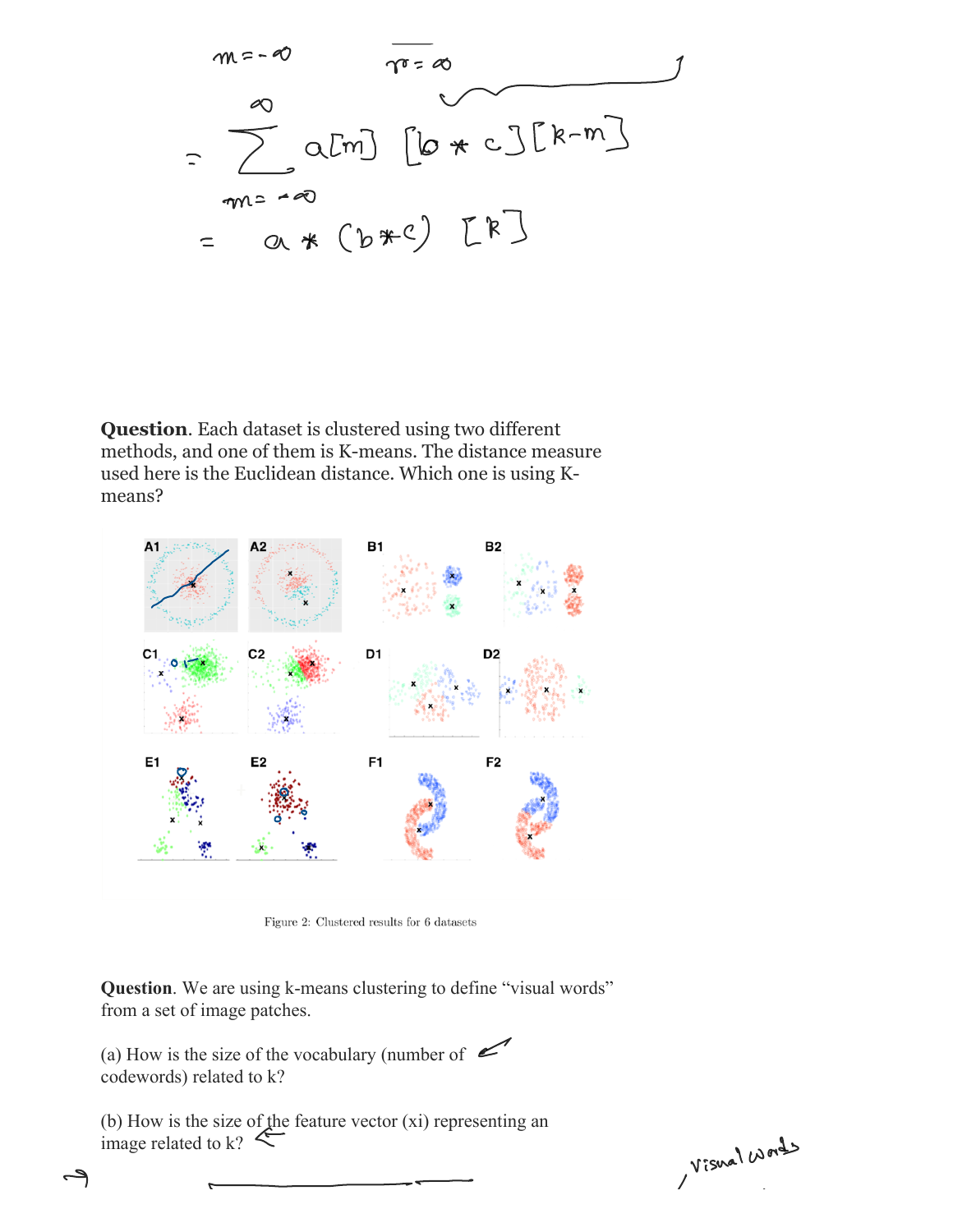$m = -\infty \qquad n = \infty$

$$= \sum_{m=-\infty}^{\infty} a[m] \, [b * c][k-m]$$

$$= a * (b * c) \, [k]$$

**Question**. Each dataset is clustered using two different methods, and one of them is K-means. The distance measure used here is the Euclidean distance. Which one is using K-means?

A1 A2 B1 B2

C1 C2 D1 D2

E1 E2 F1 F2

Figure 2: Clustered results for 6 datasets

**Question**. We are using k-means clustering to define "visual words" from a set of image patches.

(a) How is the size of the vocabulary (number of codewords) related to k?

(b) How is the size of the feature vector (xi) representing an image related to k?

visual words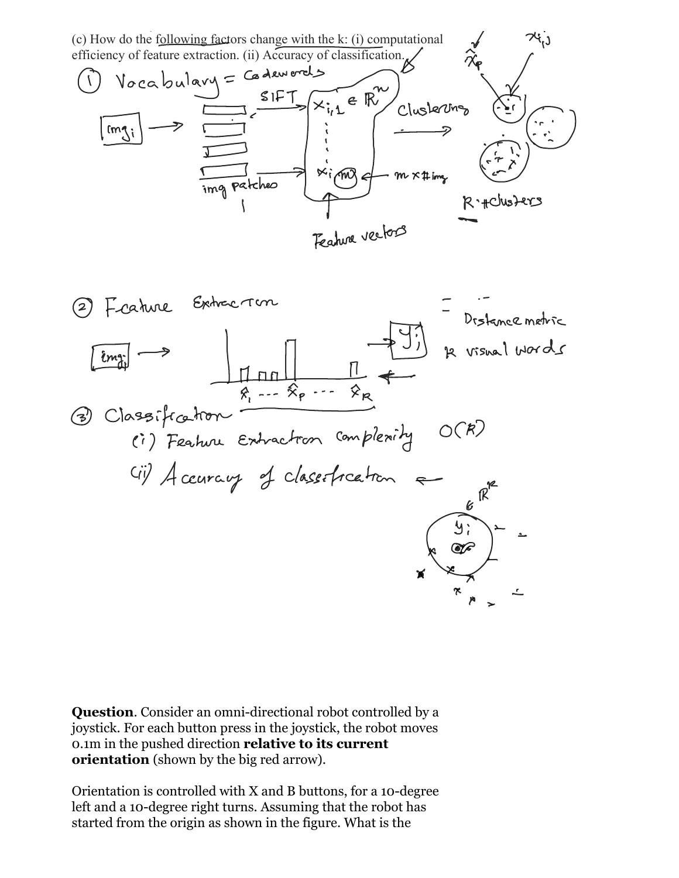(c) How do the following factors change with the k: (i) computational efficiency of feature extraction. (ii) Accuracy of classification.

① Vocabulary = Codewords

$img_i$ → img patches → SIFT → $x_{i,1} \in \mathbb{R}^n$ ... $x_{i,m}$ ← $m \times$ # img

Feature vectors

Clustering →

$\hat{x}_p$, $x_{i,j}$

$R$: # clusters

② Feature Extraction

$img_i$ → histogram over $\hat{x}_1$ --- $\hat{x}_p$ --- $\hat{x}_R$ → $y_i$

Distance metric

$R$ visual words

③ Classification

(i) Feature Extraction complexity $O(R)$

(ii) Accuracy of classification

$y_i \in \mathbb{R}^R$

**Question**. Consider an omni-directional robot controlled by a joystick. For each button press in the joystick, the robot moves 0.1m in the pushed direction **relative to its current orientation** (shown by the big red arrow).

Orientation is controlled with X and B buttons, for a 10-degree left and a 10-degree right turns. Assuming that the robot has started from the origin as shown in the figure. What is the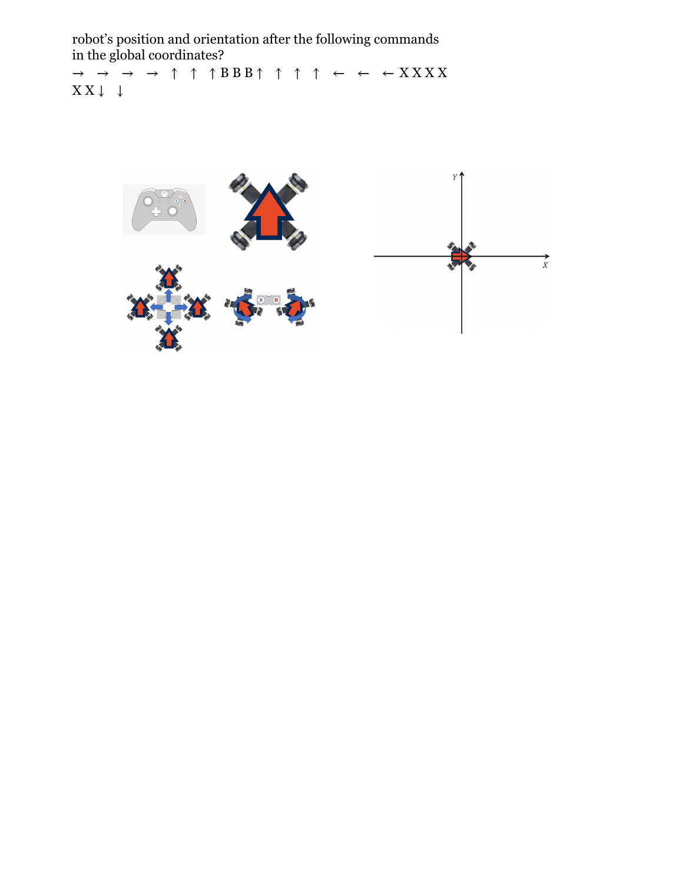robot’s position and orientation after the following commands in the global coordinates?

→ → → → ↑ ↑ ↑ B B B ↑ ↑ ↑ ↑ ← ← ← X X X X X X ↓ ↓

Y

X